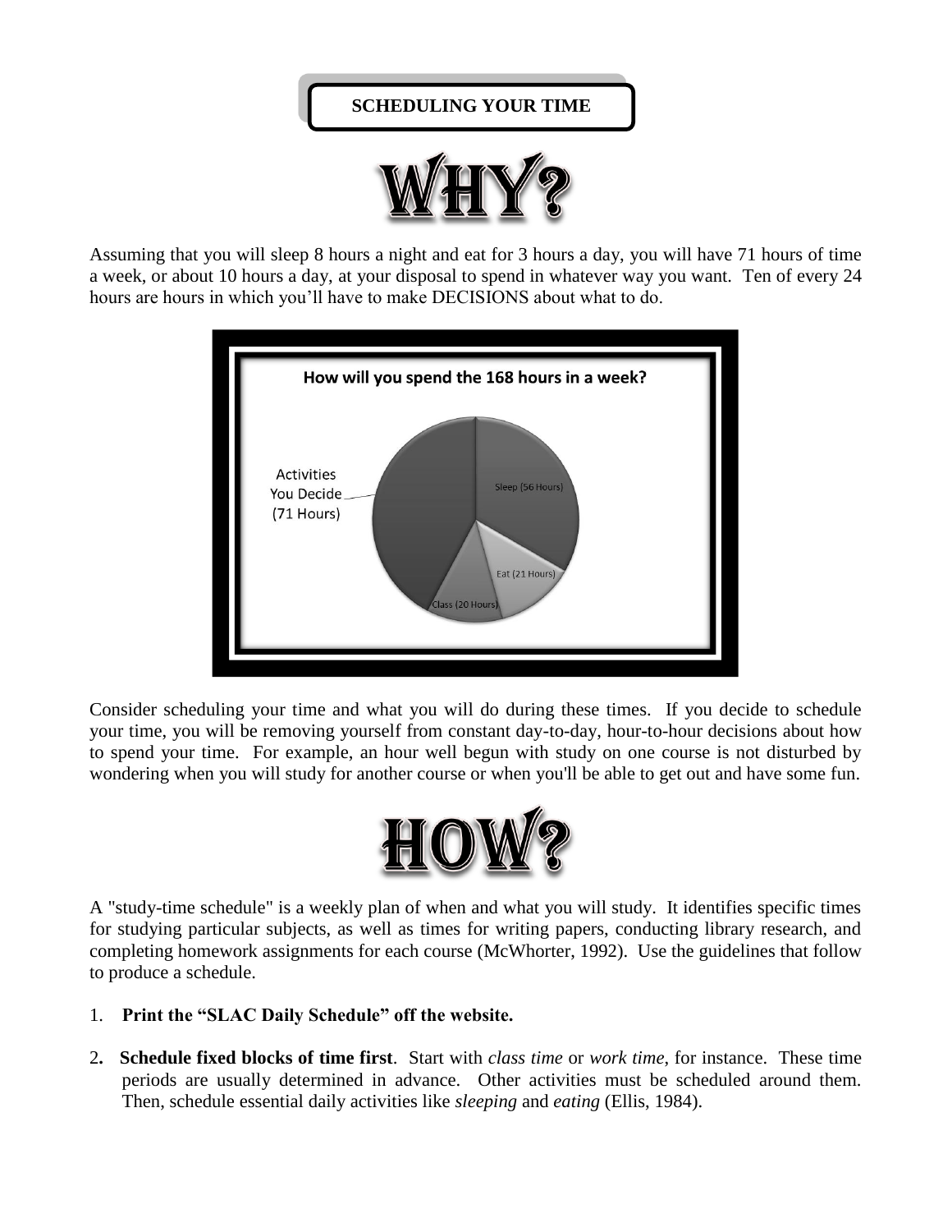# SCHEDULING YOUR TIME

## WHY?

Assuming that you will sleep 8 hours a night and eat for 3 hours a day, you will have 71 hours of time a week, or about 10 hours a day, at your disposal to spend in whatever way you want. Ten of every 24 hours are hours in which you'll have to make DECISIONS about what to do.

**How will you spend the 168 hours in a week?**

- Activities You Decide (71 Hours)
- Sleep (56 Hours)
- Eat (21 Hours)
- Class (20 Hours)

Consider scheduling your time and what you will do during these times. If you decide to schedule your time, you will be removing yourself from constant day-to-day, hour-to-hour decisions about how to spend your time. For example, an hour well begun with study on one course is not disturbed by wondering when you will study for another course or when you'll be able to get out and have some fun.

## HOW?

A "study-time schedule" is a weekly plan of when and what you will study. It identifies specific times for studying particular subjects, as well as times for writing papers, conducting library research, and completing homework assignments for each course (McWhorter, 1992). Use the guidelines that follow to produce a schedule.

1. **Print the "SLAC Daily Schedule" off the website.**
2. **Schedule fixed blocks of time first**. Start with *class time* or *work time*, for instance. These time periods are usually determined in advance. Other activities must be scheduled around them. Then, schedule essential daily activities like *sleeping* and *eating* (Ellis, 1984).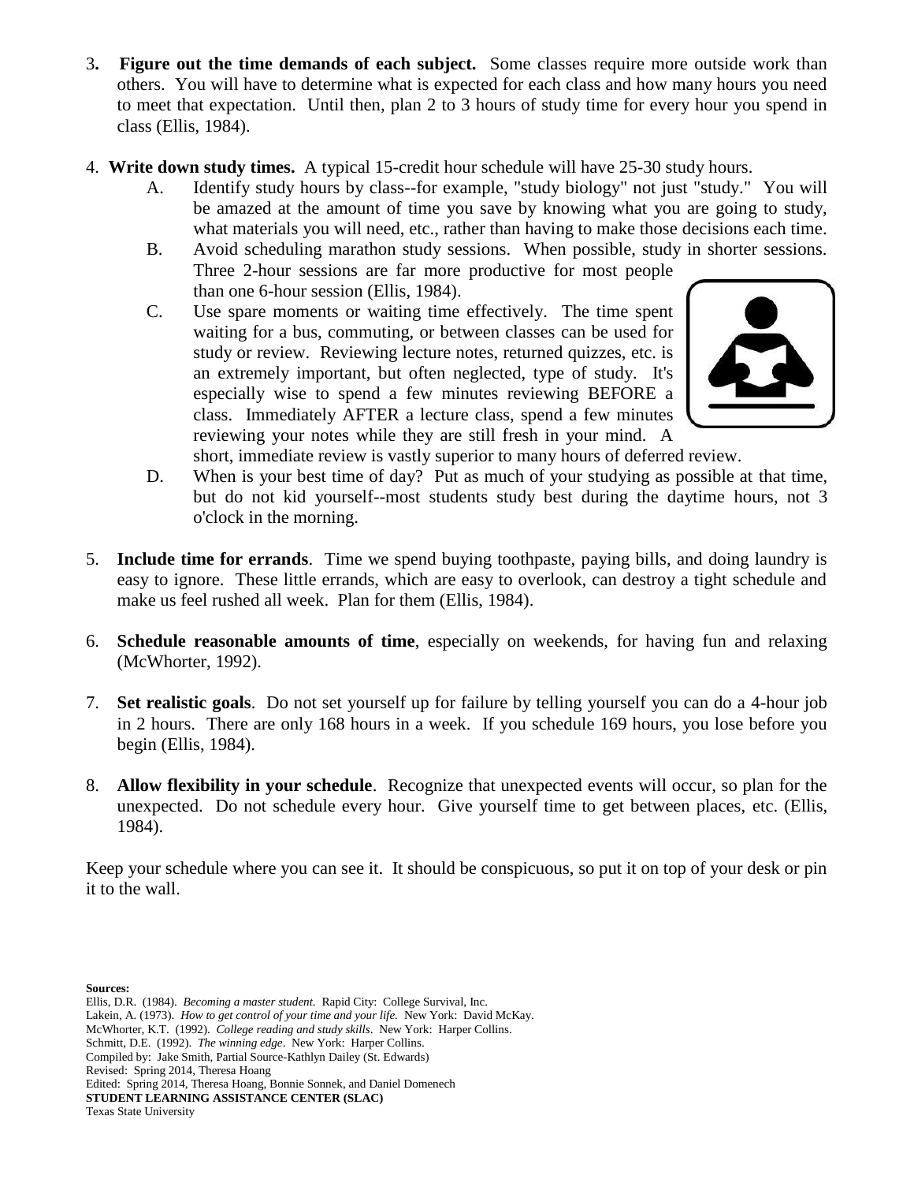3. **Figure out the time demands of each subject.** Some classes require more outside work than others. You will have to determine what is expected for each class and how many hours you need to meet that expectation. Until then, plan 2 to 3 hours of study time for every hour you spend in class (Ellis, 1984).

4. **Write down study times.** A typical 15-credit hour schedule will have 25-30 study hours.
   - A. Identify study hours by class--for example, "study biology" not just "study." You will be amazed at the amount of time you save by knowing what you are going to study, what materials you will need, etc., rather than having to make those decisions each time.
   - B. Avoid scheduling marathon study sessions. When possible, study in shorter sessions. Three 2-hour sessions are far more productive for most people than one 6-hour session (Ellis, 1984).
   - C. Use spare moments or waiting time effectively. The time spent waiting for a bus, commuting, or between classes can be used for study or review. Reviewing lecture notes, returned quizzes, etc. is an extremely important, but often neglected, type of study. It's especially wise to spend a few minutes reviewing BEFORE a class. Immediately AFTER a lecture class, spend a few minutes reviewing your notes while they are still fresh in your mind. A short, immediate review is vastly superior to many hours of deferred review.
   - D. When is your best time of day? Put as much of your studying as possible at that time, but do not kid yourself--most students study best during the daytime hours, not 3 o'clock in the morning.

5. **Include time for errands**. Time we spend buying toothpaste, paying bills, and doing laundry is easy to ignore. These little errands, which are easy to overlook, can destroy a tight schedule and make us feel rushed all week. Plan for them (Ellis, 1984).

6. **Schedule reasonable amounts of time**, especially on weekends, for having fun and relaxing (McWhorter, 1992).

7. **Set realistic goals**. Do not set yourself up for failure by telling yourself you can do a 4-hour job in 2 hours. There are only 168 hours in a week. If you schedule 169 hours, you lose before you begin (Ellis, 1984).

8. **Allow flexibility in your schedule**. Recognize that unexpected events will occur, so plan for the unexpected. Do not schedule every hour. Give yourself time to get between places, etc. (Ellis, 1984).

Keep your schedule where you can see it. It should be conspicuous, so put it on top of your desk or pin it to the wall.

**Sources:**

Ellis, D.R. (1984). *Becoming a master student.* Rapid City: College Survival, Inc.

Lakein, A. (1973). *How to get control of your time and your life.* New York: David McKay.

McWhorter, K.T. (1992). *College reading and study skills*. New York: Harper Collins.

Schmitt, D.E. (1992). *The winning edge*. New York: Harper Collins.

Compiled by: Jake Smith, Partial Source-Kathlyn Dailey (St. Edwards)

Revised: Spring 2014, Theresa Hoang

Edited: Spring 2014, Theresa Hoang, Bonnie Sonnek, and Daniel Domenech

**STUDENT LEARNING ASSISTANCE CENTER (SLAC)**

Texas State University